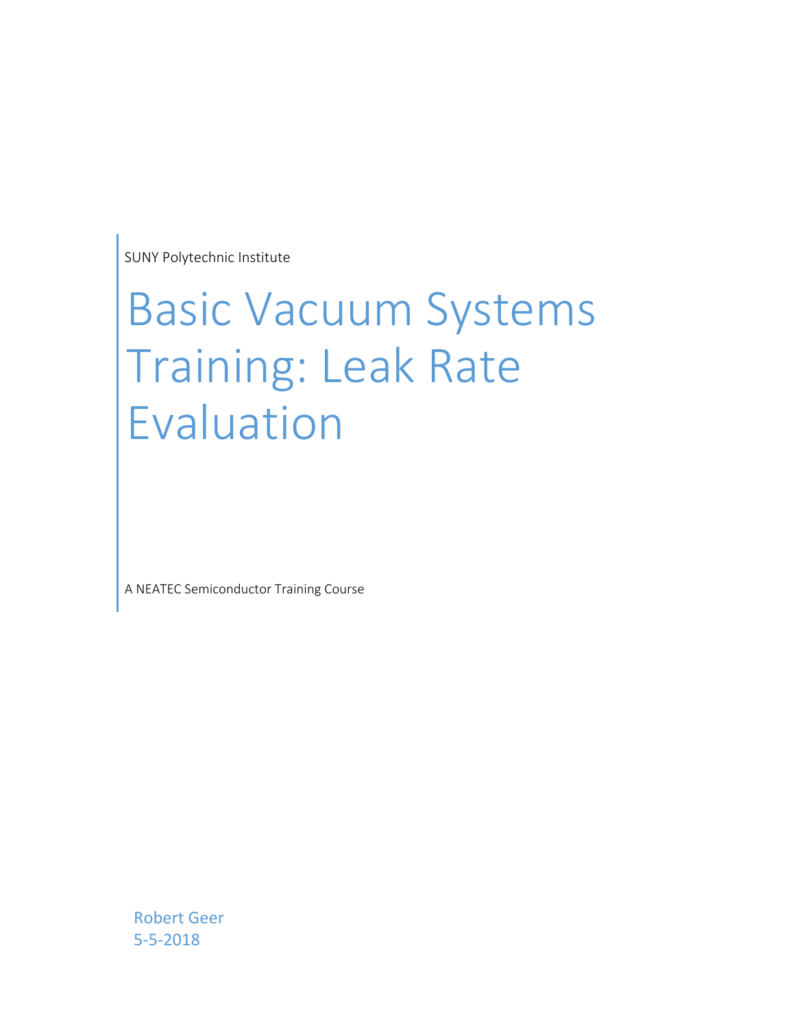SUNY Polytechnic Institute

# Basic Vacuum Systems Training: Leak Rate Evaluation

A NEATEC Semiconductor Training Course

Robert Geer
5-5-2018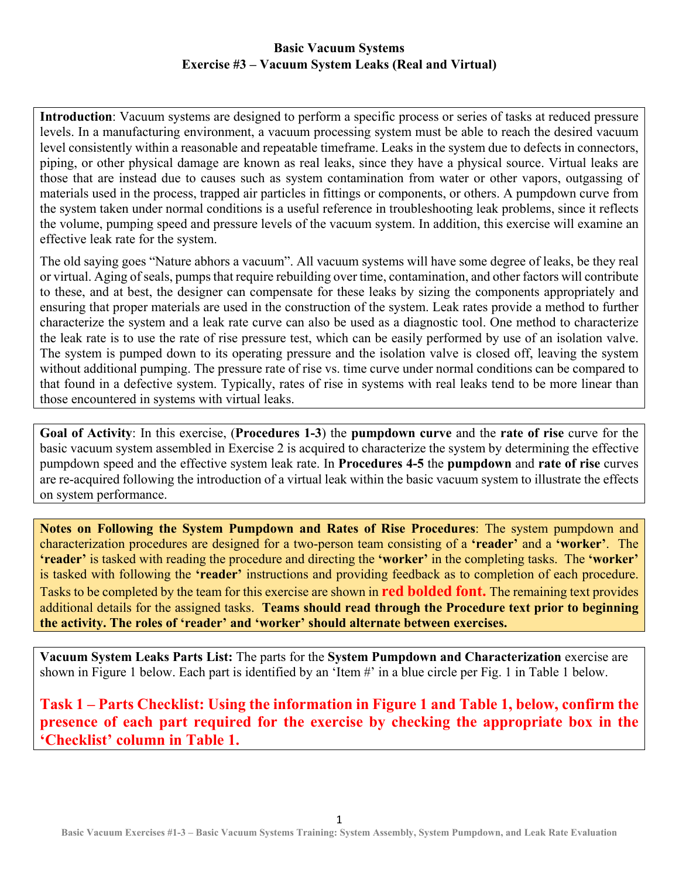# Basic Vacuum Systems
## Exercise #3 – Vacuum System Leaks (Real and Virtual)

**Introduction**: Vacuum systems are designed to perform a specific process or series of tasks at reduced pressure levels. In a manufacturing environment, a vacuum processing system must be able to reach the desired vacuum level consistently within a reasonable and repeatable timeframe. Leaks in the system due to defects in connectors, piping, or other physical damage are known as real leaks, since they have a physical source. Virtual leaks are those that are instead due to causes such as system contamination from water or other vapors, outgassing of materials used in the process, trapped air particles in fittings or components, or others. A pumpdown curve from the system taken under normal conditions is a useful reference in troubleshooting leak problems, since it reflects the volume, pumping speed and pressure levels of the vacuum system. In addition, this exercise will examine an effective leak rate for the system.

The old saying goes "Nature abhors a vacuum". All vacuum systems will have some degree of leaks, be they real or virtual. Aging of seals, pumps that require rebuilding over time, contamination, and other factors will contribute to these, and at best, the designer can compensate for these leaks by sizing the components appropriately and ensuring that proper materials are used in the construction of the system. Leak rates provide a method to further characterize the system and a leak rate curve can also be used as a diagnostic tool. One method to characterize the leak rate is to use the rate of rise pressure test, which can be easily performed by use of an isolation valve. The system is pumped down to its operating pressure and the isolation valve is closed off, leaving the system without additional pumping. The pressure rate of rise vs. time curve under normal conditions can be compared to that found in a defective system. Typically, rates of rise in systems with real leaks tend to be more linear than those encountered in systems with virtual leaks.

**Goal of Activity**: In this exercise, (**Procedures 1-3**) the **pumpdown curve** and the **rate of rise** curve for the basic vacuum system assembled in Exercise 2 is acquired to characterize the system by determining the effective pumpdown speed and the effective system leak rate. In **Procedures 4-5** the **pumpdown** and **rate of rise** curves are re-acquired following the introduction of a virtual leak within the basic vacuum system to illustrate the effects on system performance.

**Notes on Following the System Pumpdown and Rates of Rise Procedures**: The system pumpdown and characterization procedures are designed for a two-person team consisting of a **'reader'** and a **'worker'**. The **'reader'** is tasked with reading the procedure and directing the **'worker'** in the completing tasks. The **'worker'** is tasked with following the **'reader'** instructions and providing feedback as to completion of each procedure. Tasks to be completed by the team for this exercise are shown in **red bolded font.** The remaining text provides additional details for the assigned tasks. **Teams should read through the Procedure text prior to beginning the activity. The roles of 'reader' and 'worker' should alternate between exercises.**

**Vacuum System Leaks Parts List:** The parts for the **System Pumpdown and Characterization** exercise are shown in Figure 1 below. Each part is identified by an 'Item #' in a blue circle per Fig. 1 in Table 1 below.

**Task 1 – Parts Checklist: Using the information in Figure 1 and Table 1, below, confirm the presence of each part required for the exercise by checking the appropriate box in the 'Checklist' column in Table 1.**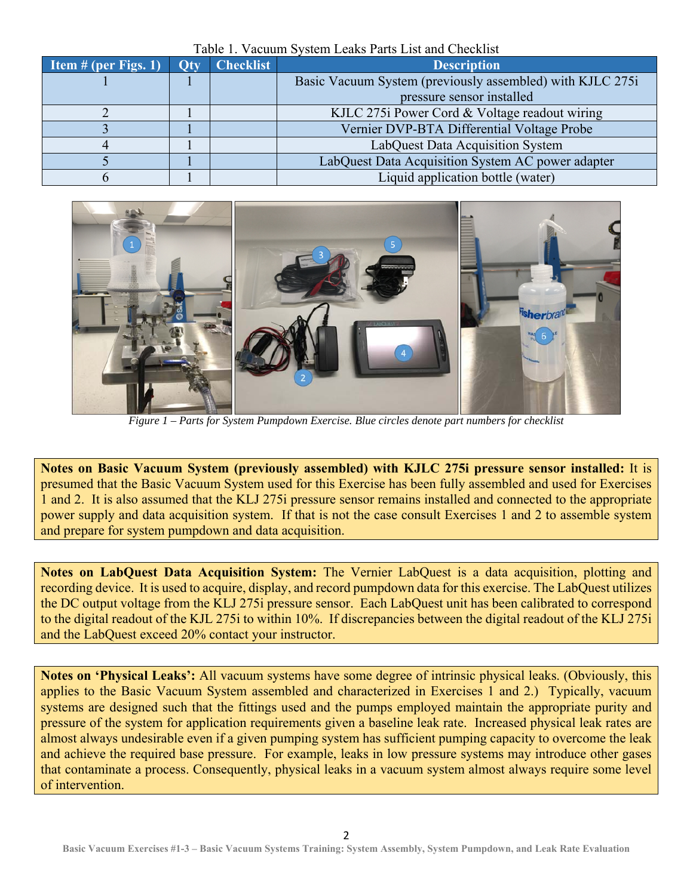Table 1. Vacuum System Leaks Parts List and Checklist

| Item # (per Figs. 1) | Qty | Checklist | Description |
|---|---|---|---|
| 1 | 1 | | Basic Vacuum System (previously assembled) with KJLC 275i pressure sensor installed |
| 2 | 1 | | KJLC 275i Power Cord & Voltage readout wiring |
| 3 | 1 | | Vernier DVP-BTA Differential Voltage Probe |
| 4 | 1 | | LabQuest Data Acquisition System |
| 5 | 1 | | LabQuest Data Acquisition System AC power adapter |
| 6 | 1 | | Liquid application bottle (water) |

*Figure 1 – Parts for System Pumpdown Exercise. Blue circles denote part numbers for checklist*

**Notes on Basic Vacuum System (previously assembled) with KJLC 275i pressure sensor installed:** It is presumed that the Basic Vacuum System used for this Exercise has been fully assembled and used for Exercises 1 and 2. It is also assumed that the KLJ 275i pressure sensor remains installed and connected to the appropriate power supply and data acquisition system. If that is not the case consult Exercises 1 and 2 to assemble system and prepare for system pumpdown and data acquisition.

**Notes on LabQuest Data Acquisition System:** The Vernier LabQuest is a data acquisition, plotting and recording device. It is used to acquire, display, and record pumpdown data for this exercise. The LabQuest utilizes the DC output voltage from the KLJ 275i pressure sensor. Each LabQuest unit has been calibrated to correspond to the digital readout of the KJL 275i to within 10%. If discrepancies between the digital readout of the KLJ 275i and the LabQuest exceed 20% contact your instructor.

**Notes on 'Physical Leaks':** All vacuum systems have some degree of intrinsic physical leaks. (Obviously, this applies to the Basic Vacuum System assembled and characterized in Exercises 1 and 2.) Typically, vacuum systems are designed such that the fittings used and the pumps employed maintain the appropriate purity and pressure of the system for application requirements given a baseline leak rate. Increased physical leak rates are almost always undesirable even if a given pumping system has sufficient pumping capacity to overcome the leak and achieve the required base pressure. For example, leaks in low pressure systems may introduce other gases that contaminate a process. Consequently, physical leaks in a vacuum system almost always require some level of intervention.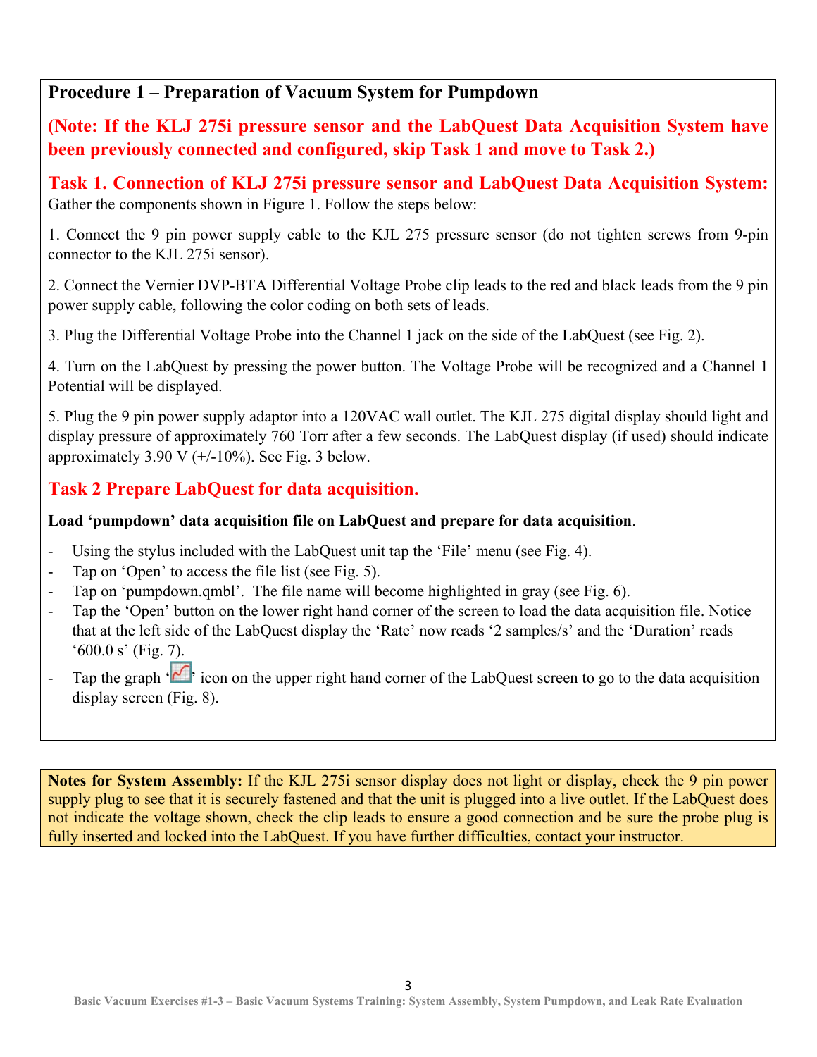## Procedure 1 – Preparation of Vacuum System for Pumpdown

**(Note: If the KLJ 275i pressure sensor and the LabQuest Data Acquisition System have been previously connected and configured, skip Task 1 and move to Task 2.)**

### Task 1. Connection of KLJ 275i pressure sensor and LabQuest Data Acquisition System:

Gather the components shown in Figure 1. Follow the steps below:

1. Connect the 9 pin power supply cable to the KJL 275 pressure sensor (do not tighten screws from 9-pin connector to the KJL 275i sensor).

2. Connect the Vernier DVP-BTA Differential Voltage Probe clip leads to the red and black leads from the 9 pin power supply cable, following the color coding on both sets of leads.

3. Plug the Differential Voltage Probe into the Channel 1 jack on the side of the LabQuest (see Fig. 2).

4. Turn on the LabQuest by pressing the power button. The Voltage Probe will be recognized and a Channel 1 Potential will be displayed.

5. Plug the 9 pin power supply adaptor into a 120VAC wall outlet. The KJL 275 digital display should light and display pressure of approximately 760 Torr after a few seconds. The LabQuest display (if used) should indicate approximately 3.90 V (+/-10%). See Fig. 3 below.

### Task 2 Prepare LabQuest for data acquisition.

**Load 'pumpdown' data acquisition file on LabQuest and prepare for data acquisition**.

- Using the stylus included with the LabQuest unit tap the 'File' menu (see Fig. 4).
- Tap on 'Open' to access the file list (see Fig. 5).
- Tap on 'pumpdown.qmbl'. The file name will become highlighted in gray (see Fig. 6).
- Tap the 'Open' button on the lower right hand corner of the screen to load the data acquisition file. Notice that at the left side of the LabQuest display the 'Rate' now reads '2 samples/s' and the 'Duration' reads '600.0 s' (Fig. 7).
- Tap the graph '' icon on the upper right hand corner of the LabQuest screen to go to the data acquisition display screen (Fig. 8).

**Notes for System Assembly:** If the KJL 275i sensor display does not light or display, check the 9 pin power supply plug to see that it is securely fastened and that the unit is plugged into a live outlet. If the LabQuest does not indicate the voltage shown, check the clip leads to ensure a good connection and be sure the probe plug is fully inserted and locked into the LabQuest. If you have further difficulties, contact your instructor.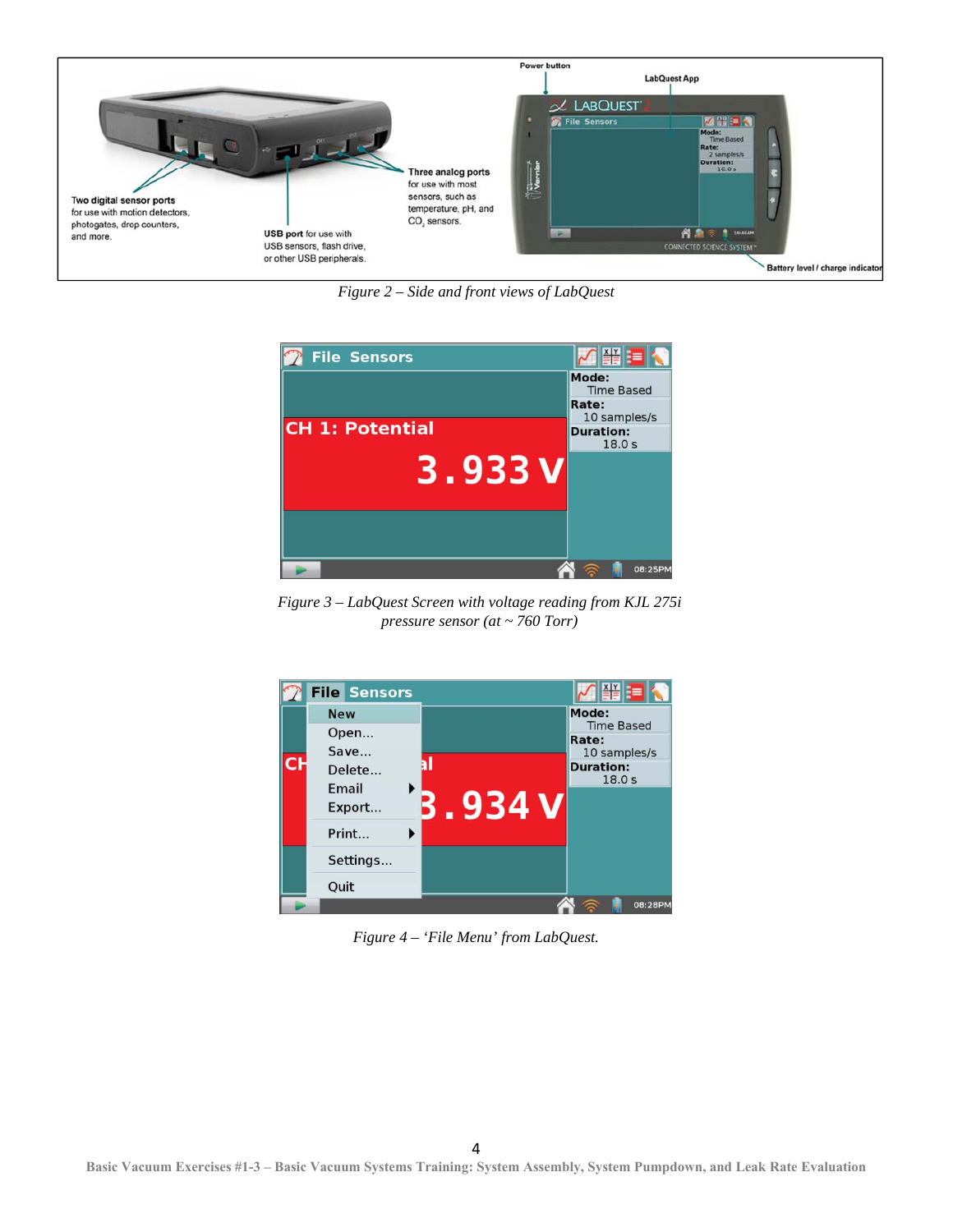Figure 2 – Side and front views of LabQuest

Figure 3 – LabQuest Screen with voltage reading from KJL 275i pressure sensor (at ~ 760 Torr)

Figure 4 – 'File Menu' from LabQuest.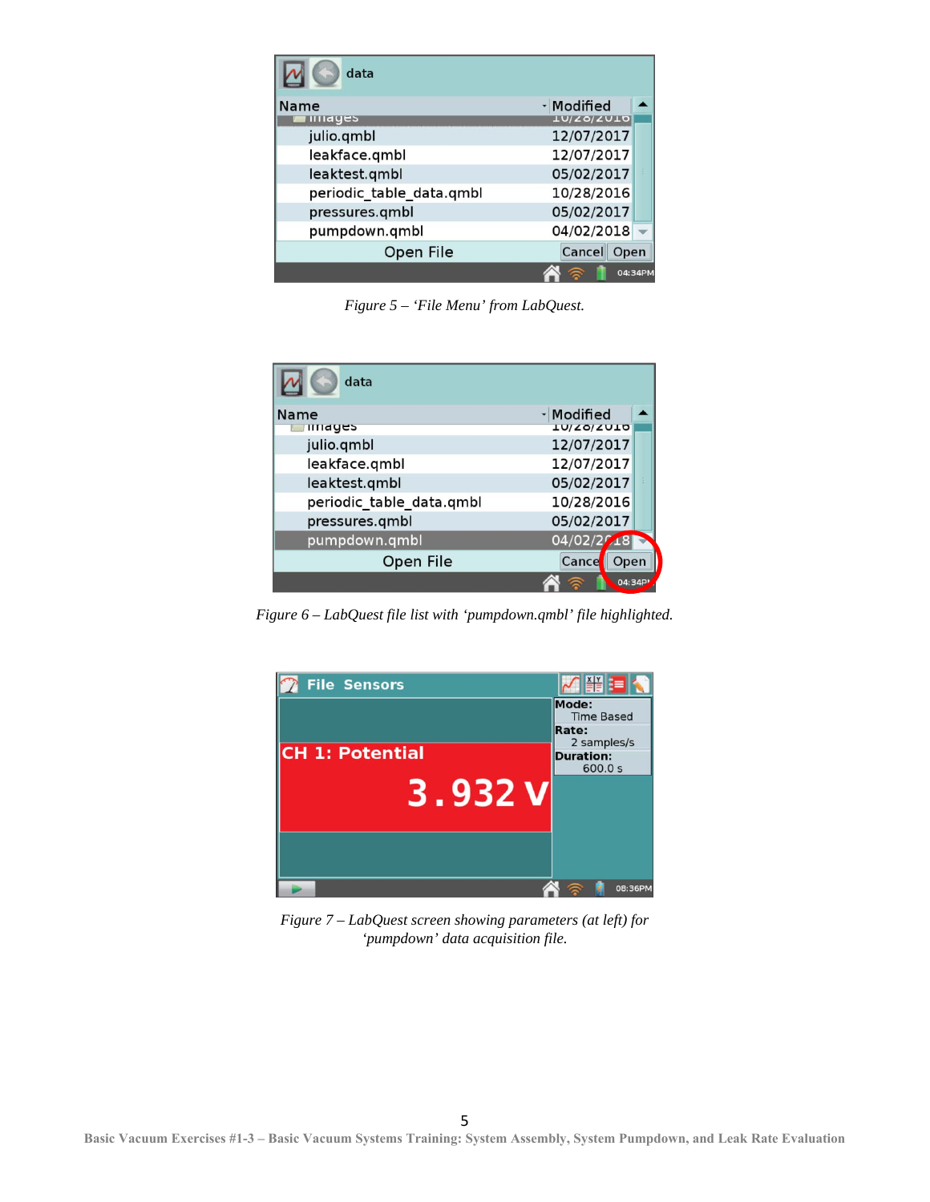*Figure 5 – 'File Menu' from LabQuest.*

*Figure 6 – LabQuest file list with 'pumpdown.qmbl' file highlighted.*

*Figure 7 – LabQuest screen showing parameters (at left) for 'pumpdown' data acquisition file.*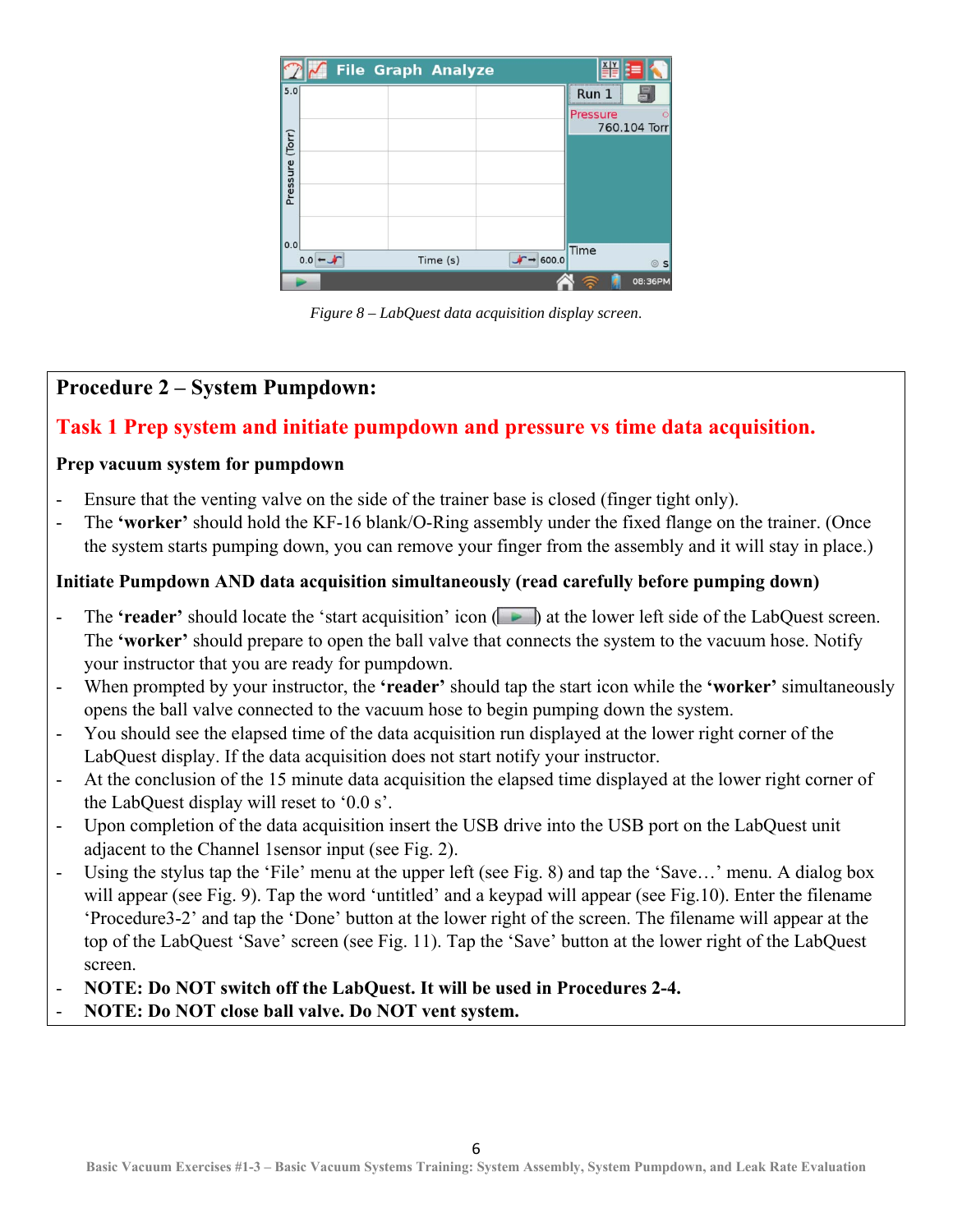*Figure 8 – LabQuest data acquisition display screen.*

## Procedure 2 – System Pumpdown:

### Task 1 Prep system and initiate pumpdown and pressure vs time data acquisition.

**Prep vacuum system for pumpdown**

- Ensure that the venting valve on the side of the trainer base is closed (finger tight only).
- The **'worker'** should hold the KF-16 blank/O-Ring assembly under the fixed flange on the trainer. (Once the system starts pumping down, you can remove your finger from the assembly and it will stay in place.)

**Initiate Pumpdown AND data acquisition simultaneously (read carefully before pumping down)**

- The **'reader'** should locate the 'start acquisition' icon ( ) at the lower left side of the LabQuest screen. The **'worker'** should prepare to open the ball valve that connects the system to the vacuum hose. Notify your instructor that you are ready for pumpdown.
- When prompted by your instructor, the **'reader'** should tap the start icon while the **'worker'** simultaneously opens the ball valve connected to the vacuum hose to begin pumping down the system.
- You should see the elapsed time of the data acquisition run displayed at the lower right corner of the LabQuest display. If the data acquisition does not start notify your instructor.
- At the conclusion of the 15 minute data acquisition the elapsed time displayed at the lower right corner of the LabQuest display will reset to '0.0 s'.
- Upon completion of the data acquisition insert the USB drive into the USB port on the LabQuest unit adjacent to the Channel 1sensor input (see Fig. 2).
- Using the stylus tap the 'File' menu at the upper left (see Fig. 8) and tap the 'Save…' menu. A dialog box will appear (see Fig. 9). Tap the word 'untitled' and a keypad will appear (see Fig.10). Enter the filename 'Procedure3-2' and tap the 'Done' button at the lower right of the screen. The filename will appear at the top of the LabQuest 'Save' screen (see Fig. 11). Tap the 'Save' button at the lower right of the LabQuest screen.
- **NOTE: Do NOT switch off the LabQuest. It will be used in Procedures 2-4.**
- **NOTE: Do NOT close ball valve. Do NOT vent system.**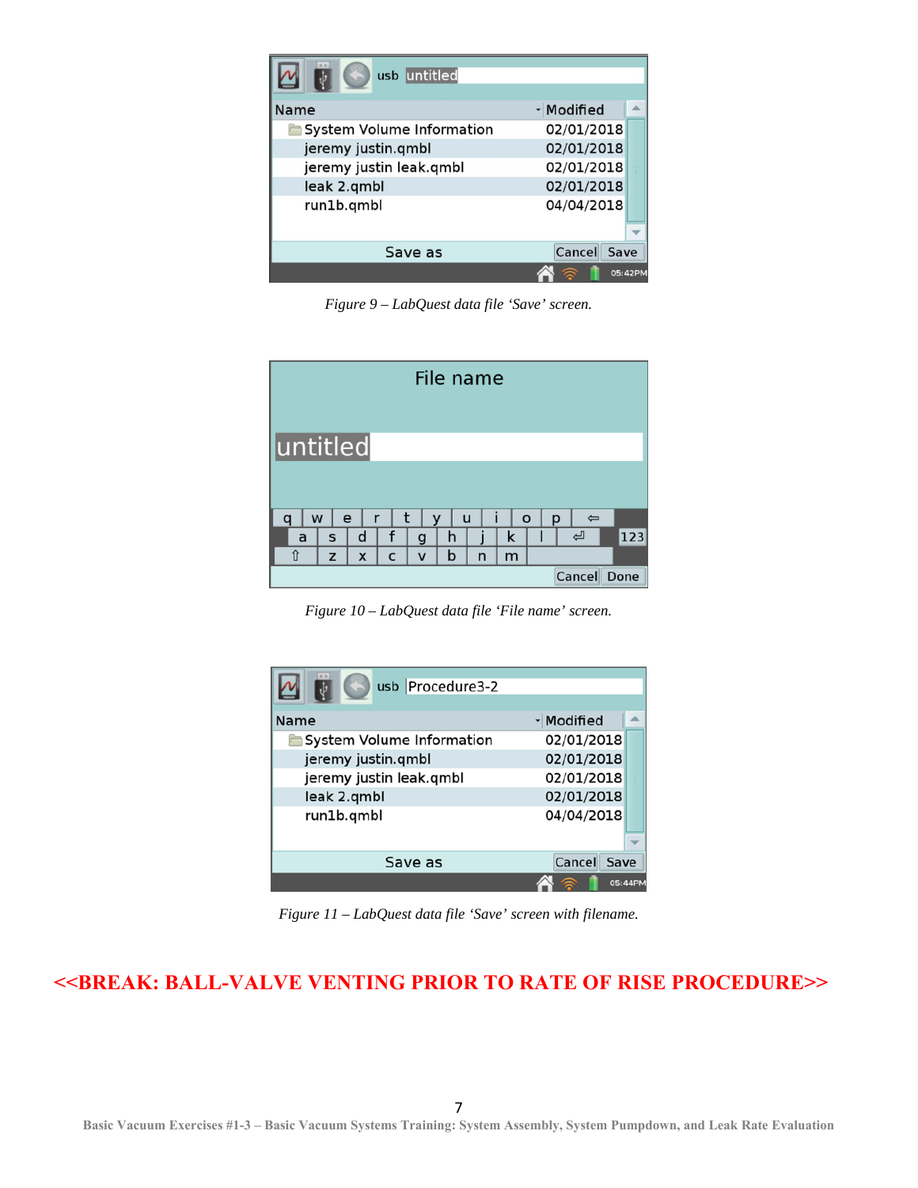Figure 9 – LabQuest data file 'Save' screen.

Figure 10 – LabQuest data file 'File name' screen.

Figure 11 – LabQuest data file 'Save' screen with filename.

**<<BREAK: BALL-VALVE VENTING PRIOR TO RATE OF RISE PROCEDURE>>**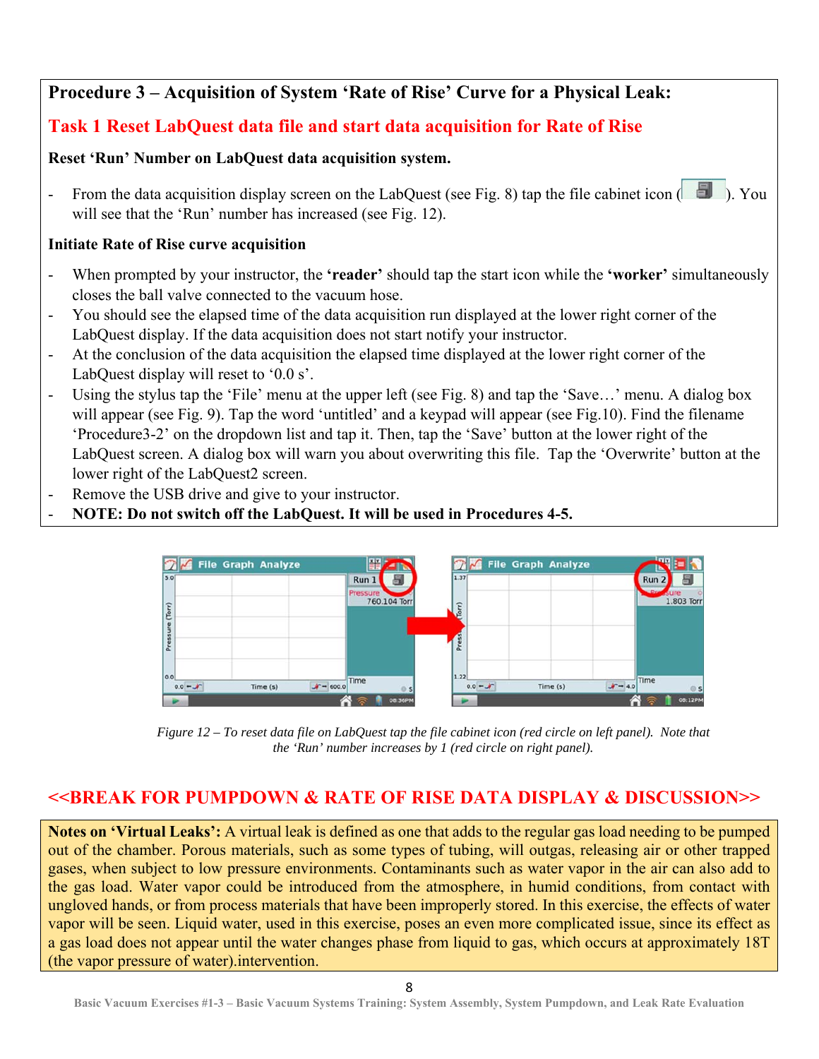## Procedure 3 – Acquisition of System 'Rate of Rise' Curve for a Physical Leak:

### Task 1 Reset LabQuest data file and start data acquisition for Rate of Rise

**Reset 'Run' Number on LabQuest data acquisition system.**

- From the data acquisition display screen on the LabQuest (see Fig. 8) tap the file cabinet icon ( ). You will see that the 'Run' number has increased (see Fig. 12).

**Initiate Rate of Rise curve acquisition**

- When prompted by your instructor, the **'reader'** should tap the start icon while the **'worker'** simultaneously closes the ball valve connected to the vacuum hose.
- You should see the elapsed time of the data acquisition run displayed at the lower right corner of the LabQuest display. If the data acquisition does not start notify your instructor.
- At the conclusion of the data acquisition the elapsed time displayed at the lower right corner of the LabQuest display will reset to '0.0 s'.
- Using the stylus tap the 'File' menu at the upper left (see Fig. 8) and tap the 'Save…' menu. A dialog box will appear (see Fig. 9). Tap the word 'untitled' and a keypad will appear (see Fig.10). Find the filename 'Procedure3-2' on the dropdown list and tap it. Then, tap the 'Save' button at the lower right of the LabQuest screen. A dialog box will warn you about overwriting this file. Tap the 'Overwrite' button at the lower right of the LabQuest2 screen.
- Remove the USB drive and give to your instructor.
- **NOTE: Do not switch off the LabQuest. It will be used in Procedures 4-5.**

*Figure 12 – To reset data file on LabQuest tap the file cabinet icon (red circle on left panel). Note that the 'Run' number increases by 1 (red circle on right panel).*

## <<BREAK FOR PUMPDOWN & RATE OF RISE DATA DISPLAY & DISCUSSION>>

**Notes on 'Virtual Leaks':** A virtual leak is defined as one that adds to the regular gas load needing to be pumped out of the chamber. Porous materials, such as some types of tubing, will outgas, releasing air or other trapped gases, when subject to low pressure environments. Contaminants such as water vapor in the air can also add to the gas load. Water vapor could be introduced from the atmosphere, in humid conditions, from contact with ungloved hands, or from process materials that have been improperly stored. In this exercise, the effects of water vapor will be seen. Liquid water, used in this exercise, poses an even more complicated issue, since its effect as a gas load does not appear until the water changes phase from liquid to gas, which occurs at approximately 18T (the vapor pressure of water).intervention.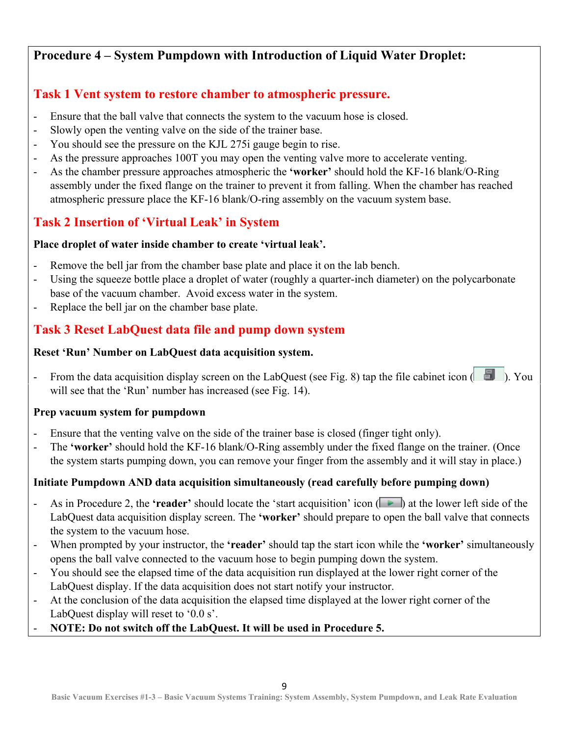## Procedure 4 – System Pumpdown with Introduction of Liquid Water Droplet:

### Task 1 Vent system to restore chamber to atmospheric pressure.

- Ensure that the ball valve that connects the system to the vacuum hose is closed.
- Slowly open the venting valve on the side of the trainer base.
- You should see the pressure on the KJL 275i gauge begin to rise.
- As the pressure approaches 100T you may open the venting valve more to accelerate venting.
- As the chamber pressure approaches atmospheric the **'worker'** should hold the KF-16 blank/O-Ring assembly under the fixed flange on the trainer to prevent it from falling. When the chamber has reached atmospheric pressure place the KF-16 blank/O-ring assembly on the vacuum system base.

### Task 2 Insertion of 'Virtual Leak' in System

**Place droplet of water inside chamber to create 'virtual leak'.**

- Remove the bell jar from the chamber base plate and place it on the lab bench.
- Using the squeeze bottle place a droplet of water (roughly a quarter-inch diameter) on the polycarbonate base of the vacuum chamber. Avoid excess water in the system.
- Replace the bell jar on the chamber base plate.

### Task 3 Reset LabQuest data file and pump down system

**Reset 'Run' Number on LabQuest data acquisition system.**

- From the data acquisition display screen on the LabQuest (see Fig. 8) tap the file cabinet icon ( ). You will see that the 'Run' number has increased (see Fig. 14).

**Prep vacuum system for pumpdown**

- Ensure that the venting valve on the side of the trainer base is closed (finger tight only).
- The **'worker'** should hold the KF-16 blank/O-Ring assembly under the fixed flange on the trainer. (Once the system starts pumping down, you can remove your finger from the assembly and it will stay in place.)

**Initiate Pumpdown AND data acquisition simultaneously (read carefully before pumping down)**

- As in Procedure 2, the **'reader'** should locate the 'start acquisition' icon ( ) at the lower left side of the LabQuest data acquisition display screen. The **'worker'** should prepare to open the ball valve that connects the system to the vacuum hose.
- When prompted by your instructor, the **'reader'** should tap the start icon while the **'worker'** simultaneously opens the ball valve connected to the vacuum hose to begin pumping down the system.
- You should see the elapsed time of the data acquisition run displayed at the lower right corner of the LabQuest display. If the data acquisition does not start notify your instructor.
- At the conclusion of the data acquisition the elapsed time displayed at the lower right corner of the LabQuest display will reset to '0.0 s'.
- **NOTE: Do not switch off the LabQuest. It will be used in Procedure 5.**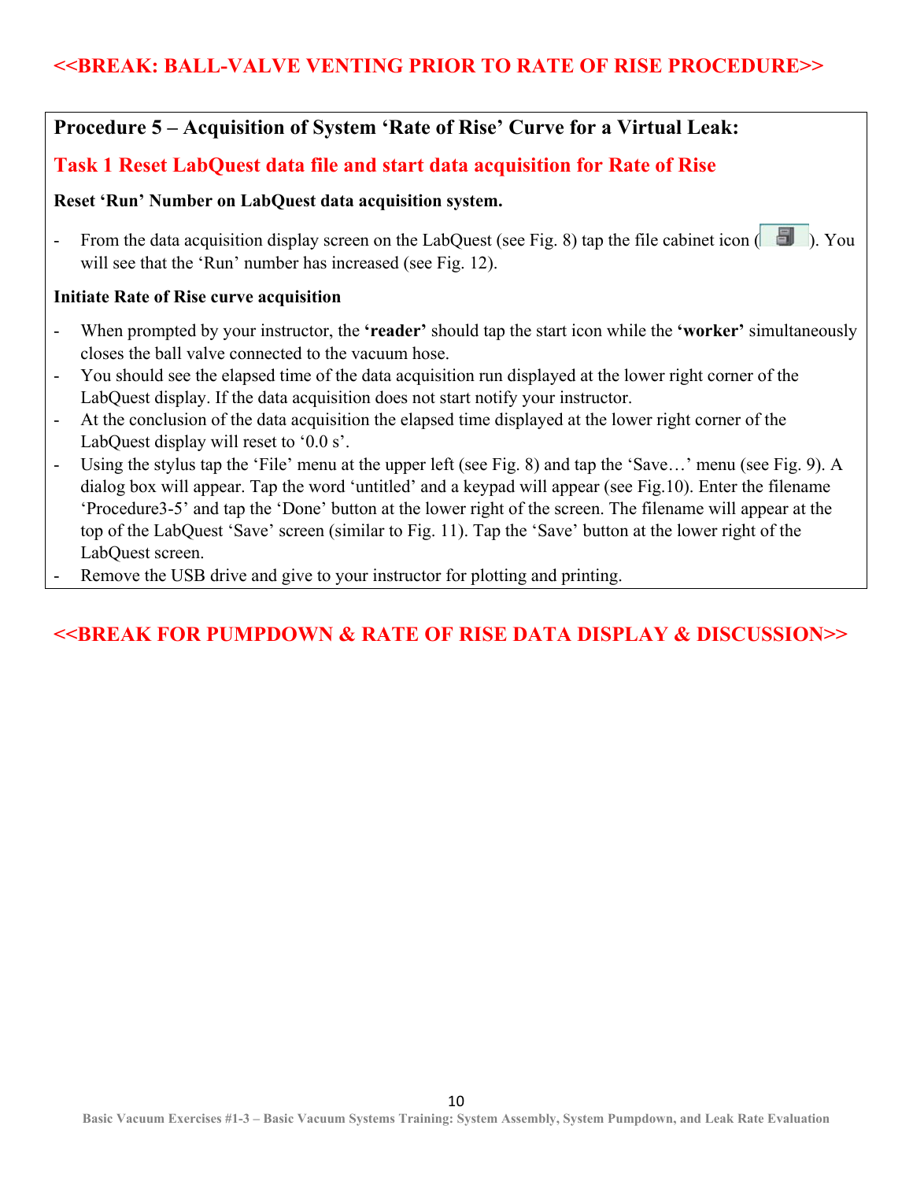**<<BREAK: BALL-VALVE VENTING PRIOR TO RATE OF RISE PROCEDURE>>**

## Procedure 5 – Acquisition of System 'Rate of Rise' Curve for a Virtual Leak:

### Task 1 Reset LabQuest data file and start data acquisition for Rate of Rise

**Reset 'Run' Number on LabQuest data acquisition system.**

- From the data acquisition display screen on the LabQuest (see Fig. 8) tap the file cabinet icon ( ). You will see that the 'Run' number has increased (see Fig. 12).

**Initiate Rate of Rise curve acquisition**

- When prompted by your instructor, the **'reader'** should tap the start icon while the **'worker'** simultaneously closes the ball valve connected to the vacuum hose.
- You should see the elapsed time of the data acquisition run displayed at the lower right corner of the LabQuest display. If the data acquisition does not start notify your instructor.
- At the conclusion of the data acquisition the elapsed time displayed at the lower right corner of the LabQuest display will reset to '0.0 s'.
- Using the stylus tap the 'File' menu at the upper left (see Fig. 8) and tap the 'Save…' menu (see Fig. 9). A dialog box will appear. Tap the word 'untitled' and a keypad will appear (see Fig.10). Enter the filename 'Procedure3-5' and tap the 'Done' button at the lower right of the screen. The filename will appear at the top of the LabQuest 'Save' screen (similar to Fig. 11). Tap the 'Save' button at the lower right of the LabQuest screen.
- Remove the USB drive and give to your instructor for plotting and printing.

**<<BREAK FOR PUMPDOWN & RATE OF RISE DATA DISPLAY & DISCUSSION>>**